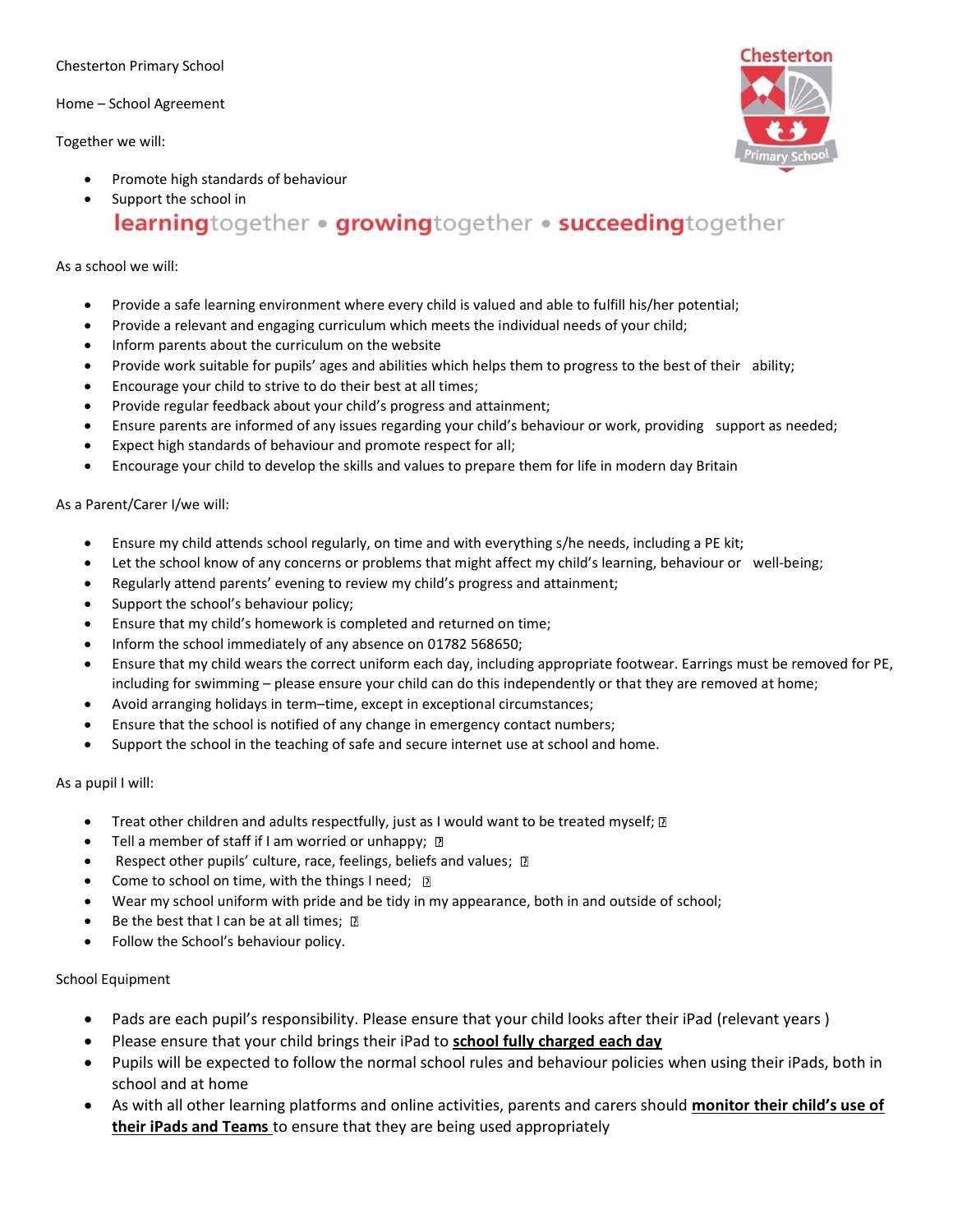Chesterton Primary School

Home – School Agreement

Together we will:

- Promote high standards of behaviour
- Support the school in

**learning**together • **growing**together • **succeeding**together

As a school we will:

- Provide a safe learning environment where every child is valued and able to fulfill his/her potential;
- Provide a relevant and engaging curriculum which meets the individual needs of your child;
- Inform parents about the curriculum on the website
- Provide work suitable for pupils' ages and abilities which helps them to progress to the best of their ability;
- Encourage your child to strive to do their best at all times;
- Provide regular feedback about your child's progress and attainment;
- Ensure parents are informed of any issues regarding your child's behaviour or work, providing support as needed;
- Expect high standards of behaviour and promote respect for all;
- Encourage your child to develop the skills and values to prepare them for life in modern day Britain

As a Parent/Carer I/we will:

- Ensure my child attends school regularly, on time and with everything s/he needs, including a PE kit;
- Let the school know of any concerns or problems that might affect my child's learning, behaviour or well-being;
- Regularly attend parents' evening to review my child's progress and attainment;
- Support the school's behaviour policy;
- Ensure that my child's homework is completed and returned on time;
- Inform the school immediately of any absence on 01782 568650;
- Ensure that my child wears the correct uniform each day, including appropriate footwear. Earrings must be removed for PE, including for swimming – please ensure your child can do this independently or that they are removed at home;
- Avoid arranging holidays in term–time, except in exceptional circumstances;
- Ensure that the school is notified of any change in emergency contact numbers;
- Support the school in the teaching of safe and secure internet use at school and home.

As a pupil I will:

- Treat other children and adults respectfully, just as I would want to be treated myself;
- Tell a member of staff if I am worried or unhappy;
- Respect other pupils' culture, race, feelings, beliefs and values;
- Come to school on time, with the things I need;
- Wear my school uniform with pride and be tidy in my appearance, both in and outside of school;
- Be the best that I can be at all times;
- Follow the School's behaviour policy.

School Equipment

- Pads are each pupil's responsibility. Please ensure that your child looks after their iPad (relevant years )
- Please ensure that your child brings their iPad to **school fully charged each day**
- Pupils will be expected to follow the normal school rules and behaviour policies when using their iPads, both in school and at home
- As with all other learning platforms and online activities, parents and carers should **monitor their child's use of their iPads and Teams** to ensure that they are being used appropriately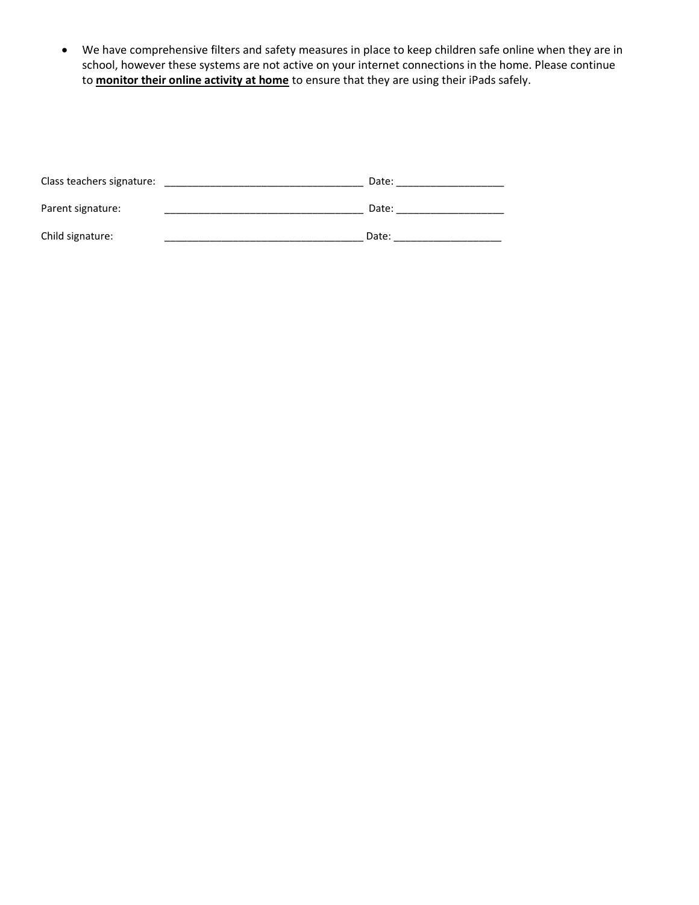- We have comprehensive filters and safety measures in place to keep children safe online when they are in school, however these systems are not active on your internet connections in the home. Please continue to **<u>monitor their online activity at home</u>** to ensure that they are using their iPads safely.

Class teachers signature: ___________________________________ Date: ___________________

Parent signature: ___________________________________ Date: ___________________

Child signature: ___________________________________ Date: ___________________